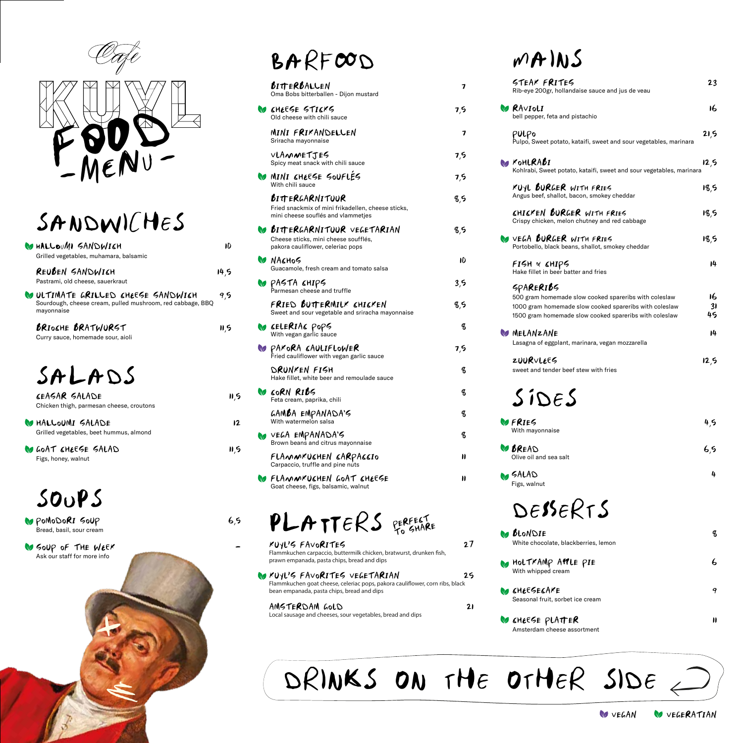# Café KUYL FOOD - MENU -

## SANDWICHES

- **HALLOUMI SANDWICH** — 10
  Grilled vegetables, muhamara, balsamic
- **REUBEN SANDWICH** — 14,5
  Pastrami, old cheese, sauerkraut
- **ULTIMATE GRILLED CHEESE SANDWICH** — 9,5
  Sourdough, cheese cream, pulled mushroom, red cabbage, BBQ mayonnaise
- **BRIOCHE BRATWURST** — 11,5
  Curry sauce, homemade sour, aioli

## SALADS

- **CEASAR SALADE** — 11,5
  Chicken thigh, parmesan cheese, croutons
- **HALLOUMI SALADE** — 12
  Grilled vegetables, beet hummus, almond
- **GOAT CHEESE SALAD** — 11,5
  Figs, honey, walnut

## SOUPS

- **POMODORI SOUP** — 6,5
  Bread, basil, sour cream
- **SOUP OF THE WEEK** — -
  Ask our staff for more info

## BARFOOD

- **BITTERBALLEN** — 7
  Oma Bobs bitterballen - Dijon mustard
- **CHEESE STICKS** — 7,5
  Old cheese with chili sauce
- **MINI FRIKANDELLEN** — 7
  Sriracha mayonnaise
- **VLAMMETJES** — 7,5
  Spicy meat snack with chili sauce
- **MINI CHEESE SOUFLÉS** — 7,5
  With chili sauce
- **BITTERGARNITUUR** — 8,5
  Fried snackmix of mini frikadellen, cheese sticks, mini cheese souflés and vlammetjes
- **BITTERGARNITUUR VEGETARIAN** — 8,5
  Cheese sticks, mini cheese soufflés, pakora cauliflower, celeriac pops
- **NACHOS** — 10
  Guacamole, fresh cream and tomato salsa
- **PASTA CHIPS** — 3,5
  Parmesan cheese and truffle
- **FRIED BUTTERMILK CHICKEN** — 8,5
  Sweet and sour vegetable and sriracha mayonnaise
- **CELERIAC POPS** — 8
  With vegan garlic sauce
- **PAKORA CAULIFLOWER** — 7,5
  Fried cauliflower with vegan garlic sauce
- **DRUNKEN FISH** — 8
  Hake fillet, white beer and remoulade sauce
- **CORN RIBS** — 8
  Feta cream, paprika, chili
- **GAMBA EMPANADA'S** — 8
  With watermelon salsa
- **VEGA EMPANADA'S** — 8
  Brown beans and citrus mayonnaise
- **FLAMMKUCHEN CARPACCIO** — 11
  Carpaccio, truffle and pine nuts
- **FLAMMKUCHEN GOAT CHEESE** — 11
  Goat cheese, figs, balsamic, walnut

## PLATTERS *PERFECT TO SHARE*

- **KUYL'S FAVORITES** — 27
  Flammkuchen carpaccio, buttermilk chicken, bratwurst, drunken fish, prawn empanada, pasta chips, bread and dips
- **KUYL'S FAVORITES VEGETARIAN** — 25
  Flammkuchen goat cheese, celeriac pops, pakora cauliflower, corn ribs, black bean empanada, pasta chips, bread and dips
- **AMSTERDAM GOLD** — 21
  Local sausage and cheeses, sour vegetables, bread and dips

## MAINS

- **STEAK FRITES** — 23
  Rib-eye 200gr, hollandaise sauce and jus de veau
- **RAVIOLI** — 16
  bell pepper, feta and pistachio
- **PULPO** — 21,5
  Pulpo, Sweet potato, kataifi, sweet and sour vegetables, marinara
- **KOHLRABI** — 12,5
  Kohlrabi, Sweet potato, kataifi, sweet and sour vegetables, marinara
- **KUYL BURGER WITH FRIES** — 18,5
  Angus beef, shallot, bacon, smokey cheddar
- **CHICKEN BURGER WITH FRIES** — 18,5
  Crispy chicken, melon chutney and red cabbage
- **VEGA BURGER WITH FRIES** — 18,5
  Portobello, black beans, shallot, smokey cheddar
- **FISH & CHIPS** — 14
  Hake fillet in beer batter and fries
- **SPARERIBS**
  500 gram homemade slow cooked spareribs with coleslaw — 16
  1000 gram homemade slow cooked spareribs with coleslaw — 31
  1500 gram homemade slow cooked spareribs with coleslaw — 45
- **MELANZANE** — 14
  Lasagna of eggplant, marinara, vegan mozzarella
- **ZUURVLEES** — 12,5
  sweet and tender beef stew with fries

## SIDES

- **FRIES** — 4,5
  With mayonnaise
- **BREAD** — 6,5
  Olive oil and sea salt
- **SALAD** — 4
  Figs, walnut

## DESSERTS

- **BLONDIE** — 8
  White chocolate, blackberries, lemon
- **HOLTKAMP APPLE PIE** — 6
  With whipped cream
- **CHEESECAKE** — 9
  Seasonal fruit, sorbet ice cream
- **CHEESE PLATTER** — 11
  Amsterdam cheese assortment

**DRINKS ON THE OTHER SIDE**

VEGAN VEGETARIAN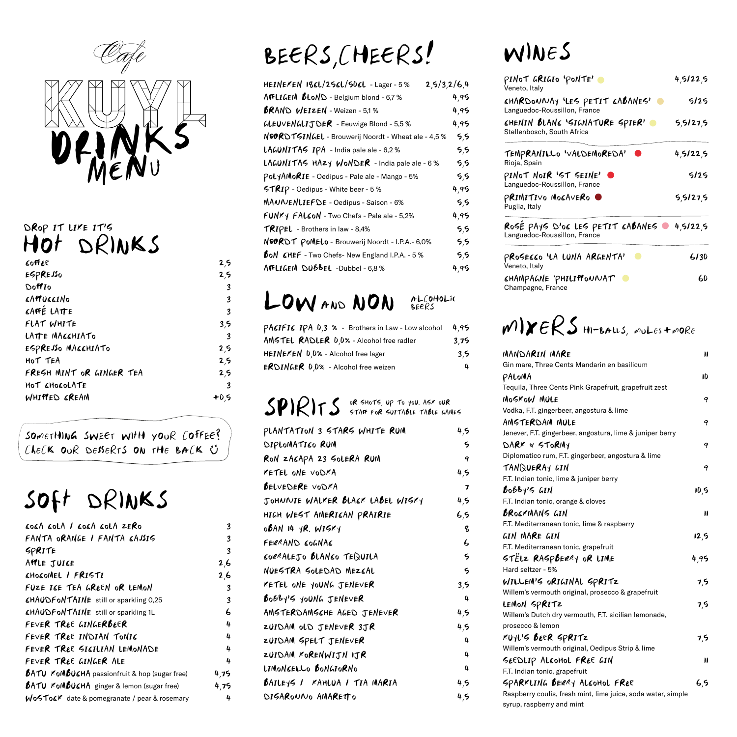# Café KUYL DRINKS MENU

## Drop it like it's HOT DRINKS

| | |
|---|---|
| COFFEE | 2,5 |
| ESPRESSO | 2,5 |
| DOPPIO | 3 |
| CAPPUCCINO | 3 |
| CAFFÉ LATTE | 3 |
| FLAT WHITE | 3,5 |
| LATTE MACCHIATO | 3 |
| ESPRESSO MACCHIATO | 2,5 |
| HOT TEA | 2,5 |
| FRESH MINT OR GINGER TEA | 2,5 |
| HOT CHOCOLATE | 3 |
| WHIPPED CREAM | +0,5 |

SOMETHING SWEET WITH YOUR COFFEE? CHECK OUR DESSERTS ON THE BACK ☺

## SOFT DRINKS

| | |
|---|---|
| COCA COLA / COCA COLA ZERO | 3 |
| FANTA ORANGE / FANTA CASSIS | 3 |
| SPRITE | 3 |
| APPLE JUICE | 2,6 |
| CHOCOMEL / FRISTI | 2,6 |
| FUZE ICE TEA GREEN OR LEMON | 3 |
| CHAUDFONTAINE still or sparkling 0,25 | 3 |
| CHAUDFONTAINE still or sparkling 1L | 6 |
| FEVER TREE GINGERBEER | 4 |
| FEVER TREE INDIAN TONIC | 4 |
| FEVER TREE SICILIAN LEMONADE | 4 |
| FEVER TREE GINGER ALE | 4 |
| BATU KOMBUCHA passionfruit & hop (sugar free) | 4,75 |
| BATU KOMBUCHA ginger & lemon (sugar free) | 4,75 |
| WOSTOCK date & pomegranate / pear & rosemary | 4 |

## BEERS, CHEERS!

| | |
|---|---|
| HEINEKEN 18CL/25CL/50CL - Lager - 5 % | 2,5/3,2/6,4 |
| AFFLIGEM BLOND - Belgium blond - 6,7 % | 4,95 |
| BRAND WEIZEN - Weizen - 5,1 % | 4,95 |
| GLEUVENGLIJDER - Eeuwige Blond - 5,5 % | 4,95 |
| NOORDTSINGEL - Brouwerij Noordt - Wheat ale - 4,5 % | 5,5 |
| LAGUNITAS IPA - India pale ale - 6,2 % | 5,5 |
| LAGUNITAS HAZY WONDER - India pale ale - 6 % | 5,5 |
| POLYAMORIE - Oedipus - Pale ale - Mango - 5% | 5,5 |
| STRIP - Oedipus - White beer - 5 % | 4,95 |
| MANNENLIEFDE - Oedipus - Saison - 6% | 5,5 |
| FUNKY FALCON - Two Chefs - Pale ale - 5,2% | 4,95 |
| TRIPEL - Brothers in law - 8,4% | 5,5 |
| NOORDT POMELO - Brouwerij Noordt - I.P.A.- 6,0% | 5,5 |
| BON CHEF - Two Chefs- New England I.P.A. - 5 % | 5,5 |
| AFFLIGEM DUBBEL -Dubbel - 6,8 % | 4,95 |

## LOW AND NON ALCOHOLIC BEERS

| | |
|---|---|
| PACIFIC IPA 0,3 % - Brothers in Law - Low alcohol | 4,95 |
| AMSTEL RADLER 0,0% - Alcohol free radler | 3,75 |
| HEINEKEN 0,0% - Alcohol free lager | 3,5 |
| ERDINGER 0,0% - Alcohol free weizen | 4 |

## SPIRITS

OR SHOTS, UP TO YOU. ASK OUR STAFF FOR SUITABLE TABLE GAMES

| | |
|---|---|
| PLANTATION 3 STARS WHITE RUM | 4,5 |
| DIPLOMATICO RUM | 5 |
| RON ZACAPA 23 SOLERA RUM | 9 |
| KETEL ONE VODKA | 4,5 |
| BELVEDERE VODKA | 7 |
| JOHNNIE WALKER BLACK LABEL WISKY | 4,5 |
| HIGH WEST AMERICAN PRAIRIE | 6,5 |
| OBAN 14 YR. WISKY | 8 |
| FERRAND COGNAC | 6 |
| CORRALEJO BLANCO TEQUILA | 5 |
| NUESTRA SOLEDAD MEZCAL | 5 |
| KETEL ONE YOUNG JENEVER | 3,5 |
| BOBBY'S YOUNG JENEVER | 4 |
| AMSTERDAMSCHE AGED JENEVER | 4,5 |
| ZUIDAM OLD JENEVER 3JR | 4,5 |
| ZUIDAM SPELT JENEVER | 4 |
| ZUIDAM KORENWIJN 1JR | 4 |
| LIMONCELLO BONGIORNO | 4 |
| BAILEYS / KAHLUA / TIA MARIA | 4,5 |
| DISARONNO AMARETTO | 4,5 |

## WINES

| | |
|---|---|
| PINOT GRIGIO 'PONTE' – Veneto, Italy | 4,5/22,5 |
| CHARDONNAY 'LES PETIT CABANES' – Languedoc-Roussillon, France | 5/25 |
| CHENIN BLANC 'SIGNATURE SPIER' – Stellenbosch, South Africa | 5,5/27,5 |
| TEMPRANILLO 'VALDEMOREDA' – Rioja, Spain | 4,5/22,5 |
| PINOT NOIR 'ST SEINE' – Languedoc-Roussillon, France | 5/25 |
| PRIMITIVO MOCAVERO – Puglia, Italy | 5,5/27,5 |
| ROSÉ PAYS D'OC LES PETIT CABANES – Languedoc-Roussillon, France | 4,5/22,5 |
| PROSECCO 'LA LUNA ARGENTA' – Veneto, Italy | 6/30 |
| CHAMPAGNE 'PHILIPPONNAT' – Champagne, France | 60 |

## MIXERS HI-BALLS, MULES + MORE

| | |
|---|---|
| MANDARIN MARE – Gin mare, Three Cents Mandarin en basilicum | 11 |
| PALOMA – Tequila, Three Cents Pink Grapefruit, grapefruit zest | 10 |
| MOSKOW MULE – Vodka, F.T. gingerbeer, angostura & lime | 9 |
| AMSTERDAM MULE – Jenever, F.T. gingerbeer, angostura, lime & juniper berry | 9 |
| DARK & STORMY – Diplomatico rum, F.T. gingerbeer, angostura & lime | 9 |
| TANQUERAY GIN – F.T. Indian tonic, lime & juniper berry | 9 |
| BOBBY'S GIN – F.T. Indian tonic, orange & cloves | 10,5 |
| BROCKMANS GIN – F.T. Mediterranean tonic, lime & raspberry | 11 |
| GIN MARE GIN – F.T. Mediterranean tonic, grapefruit | 12,5 |
| STËLZ RASPBERRY OR LIME – Hard seltzer - 5% | 4,95 |
| WILLEM'S ORIGINAL SPRITZ – Willem's vermouth original, prosecco & grapefruit | 7,5 |
| LEMON SPRITZ – Willem's Dutch dry vermouth, F.T. sicilian lemonade, prosecco & lemon | 7,5 |
| KUYL'S BEER SPRITZ – Willem's vermouth original, Oedipus Strip & lime | 7,5 |
| SEEDLIP ALCOHOL FREE GIN – F.T. Indian tonic, grapefruit | 11 |
| SPARKLING BERRY ALCOHOL FREE – Raspberry coulis, fresh mint, lime juice, soda water, simple syrup, raspberry and mint | 6,5 |